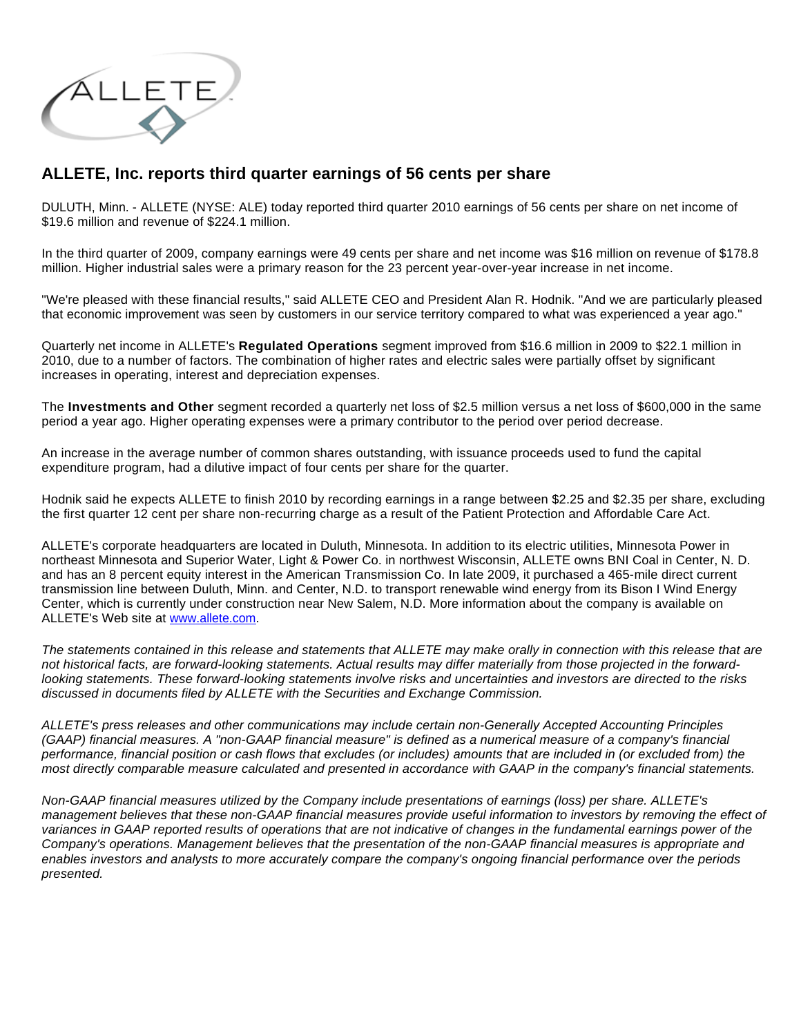# ALLETE, Inc. reports third quarter earnings of 56 cents per share

DULUTH, Minn. - ALLETE (NYSE: ALE) today reported third quarter 2010 earnings of 56 cents per share on net income of $19.6 million and revenue of $224.1 million.

In the third quarter of 2009, company earnings were 49 cents per share and net income was $16 million on revenue of $178.8 million. Higher industrial sales were a primary reason for the 23 percent year-over-year increase in net income.

"We're pleased with these financial results," said ALLETE CEO and President Alan R. Hodnik. "And we are particularly pleased that economic improvement was seen by customers in our service territory compared to what was experienced a year ago."

Quarterly net income in ALLETE's **Regulated Operations** segment improved from $16.6 million in 2009 to $22.1 million in 2010, due to a number of factors. The combination of higher rates and electric sales were partially offset by significant increases in operating, interest and depreciation expenses.

The **Investments and Other** segment recorded a quarterly net loss of $2.5 million versus a net loss of $600,000 in the same period a year ago. Higher operating expenses were a primary contributor to the period over period decrease.

An increase in the average number of common shares outstanding, with issuance proceeds used to fund the capital expenditure program, had a dilutive impact of four cents per share for the quarter.

Hodnik said he expects ALLETE to finish 2010 by recording earnings in a range between $2.25 and $2.35 per share, excluding the first quarter 12 cent per share non-recurring charge as a result of the Patient Protection and Affordable Care Act.

ALLETE's corporate headquarters are located in Duluth, Minnesota. In addition to its electric utilities, Minnesota Power in northeast Minnesota and Superior Water, Light & Power Co. in northwest Wisconsin, ALLETE owns BNI Coal in Center, N. D. and has an 8 percent equity interest in the American Transmission Co. In late 2009, it purchased a 465-mile direct current transmission line between Duluth, Minn. and Center, N.D. to transport renewable wind energy from its Bison I Wind Energy Center, which is currently under construction near New Salem, N.D. More information about the company is available on ALLETE's Web site at www.allete.com.

*The statements contained in this release and statements that ALLETE may make orally in connection with this release that are not historical facts, are forward-looking statements. Actual results may differ materially from those projected in the forward-looking statements. These forward-looking statements involve risks and uncertainties and investors are directed to the risks discussed in documents filed by ALLETE with the Securities and Exchange Commission.*

*ALLETE's press releases and other communications may include certain non-Generally Accepted Accounting Principles (GAAP) financial measures. A "non-GAAP financial measure" is defined as a numerical measure of a company's financial performance, financial position or cash flows that excludes (or includes) amounts that are included in (or excluded from) the most directly comparable measure calculated and presented in accordance with GAAP in the company's financial statements.*

*Non-GAAP financial measures utilized by the Company include presentations of earnings (loss) per share. ALLETE's management believes that these non-GAAP financial measures provide useful information to investors by removing the effect of variances in GAAP reported results of operations that are not indicative of changes in the fundamental earnings power of the Company's operations. Management believes that the presentation of the non-GAAP financial measures is appropriate and enables investors and analysts to more accurately compare the company's ongoing financial performance over the periods presented.*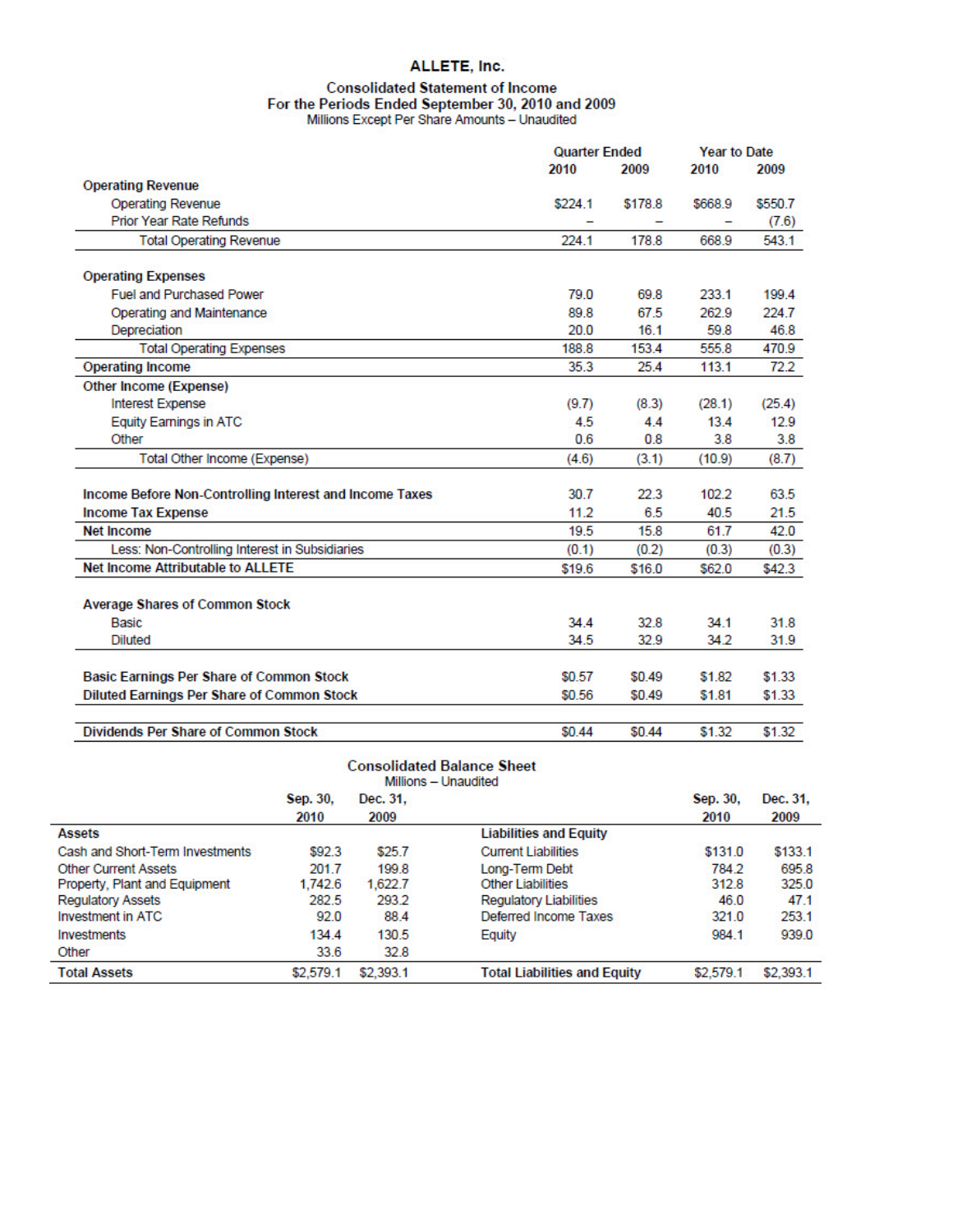# ALLETE, Inc.

## Consolidated Statement of Income
### For the Periods Ended September 30, 2010 and 2009
Millions Except Per Share Amounts – Unaudited

| | Quarter Ended | | Year to Date | |
|---|---|---|---|---|
| | 2010 | 2009 | 2010 | 2009 |
| **Operating Revenue** | | | | |
| Operating Revenue | $224.1 | $178.8 | $668.9 | $550.7 |
| Prior Year Rate Refunds | – | – | – | (7.6) |
| Total Operating Revenue | 224.1 | 178.8 | 668.9 | 543.1 |
| **Operating Expenses** | | | | |
| Fuel and Purchased Power | 79.0 | 69.8 | 233.1 | 199.4 |
| Operating and Maintenance | 89.8 | 67.5 | 262.9 | 224.7 |
| Depreciation | 20.0 | 16.1 | 59.8 | 46.8 |
| Total Operating Expenses | 188.8 | 153.4 | 555.8 | 470.9 |
| **Operating Income** | 35.3 | 25.4 | 113.1 | 72.2 |
| **Other Income (Expense)** | | | | |
| Interest Expense | (9.7) | (8.3) | (28.1) | (25.4) |
| Equity Earnings in ATC | 4.5 | 4.4 | 13.4 | 12.9 |
| Other | 0.6 | 0.8 | 3.8 | 3.8 |
| Total Other Income (Expense) | (4.6) | (3.1) | (10.9) | (8.7) |
| **Income Before Non-Controlling Interest and Income Taxes** | 30.7 | 22.3 | 102.2 | 63.5 |
| **Income Tax Expense** | 11.2 | 6.5 | 40.5 | 21.5 |
| **Net Income** | 19.5 | 15.8 | 61.7 | 42.0 |
| Less: Non-Controlling Interest in Subsidiaries | (0.1) | (0.2) | (0.3) | (0.3) |
| **Net Income Attributable to ALLETE** | $19.6 | $16.0 | $62.0 | $42.3 |
| **Average Shares of Common Stock** | | | | |
| Basic | 34.4 | 32.8 | 34.1 | 31.8 |
| Diluted | 34.5 | 32.9 | 34.2 | 31.9 |
| **Basic Earnings Per Share of Common Stock** | $0.57 | $0.49 | $1.82 | $1.33 |
| **Diluted Earnings Per Share of Common Stock** | $0.56 | $0.49 | $1.81 | $1.33 |
| **Dividends Per Share of Common Stock** | $0.44 | $0.44 | $1.32 | $1.32 |

## Consolidated Balance Sheet
Millions – Unaudited

| | Sep. 30, 2010 | Dec. 31, 2009 | | Sep. 30, 2010 | Dec. 31, 2009 |
|---|---|---|---|---|---|
| **Assets** | | | **Liabilities and Equity** | | |
| Cash and Short-Term Investments | $92.3 | $25.7 | Current Liabilities | $131.0 | $133.1 |
| Other Current Assets | 201.7 | 199.8 | Long-Term Debt | 784.2 | 695.8 |
| Property, Plant and Equipment | 1,742.6 | 1,622.7 | Other Liabilities | 312.8 | 325.0 |
| Regulatory Assets | 282.5 | 293.2 | Regulatory Liabilities | 46.0 | 47.1 |
| Investment in ATC | 92.0 | 88.4 | Deferred Income Taxes | 321.0 | 253.1 |
| Investments | 134.4 | 130.5 | Equity | 984.1 | 939.0 |
| Other | 33.6 | 32.8 | | | |
| **Total Assets** | $2,579.1 | $2,393.1 | **Total Liabilities and Equity** | $2,579.1 | $2,393.1 |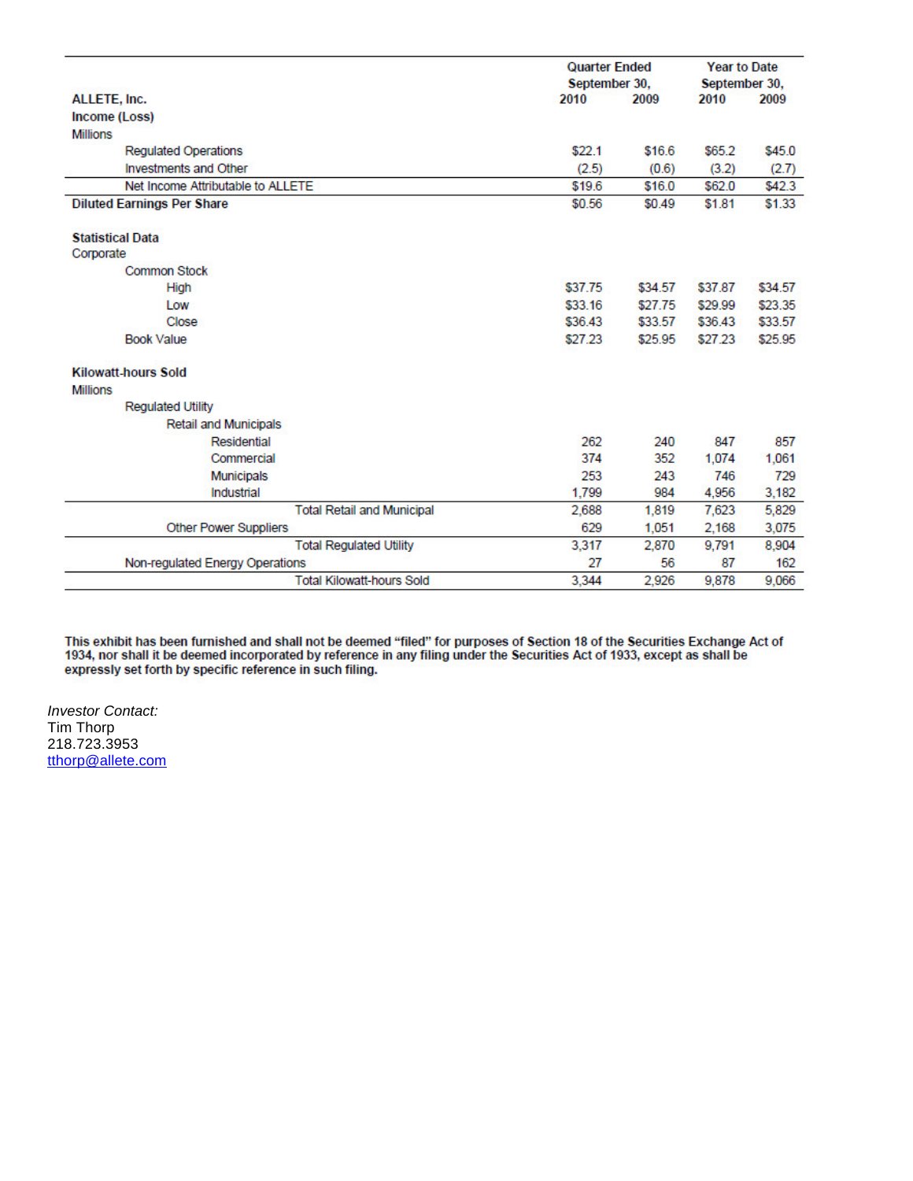| ALLETE, Inc. | Quarter Ended September 30, 2010 | Quarter Ended September 30, 2009 | Year to Date September 30, 2010 | Year to Date September 30, 2009 |
|---|---|---|---|---|
| **Income (Loss)** | | | | |
| Millions | | | | |
| Regulated Operations | $22.1 | $16.6 | $65.2 | $45.0 |
| Investments and Other | (2.5) | (0.6) | (3.2) | (2.7) |
| Net Income Attributable to ALLETE | $19.6 | $16.0 | $62.0 | $42.3 |
| **Diluted Earnings Per Share** | $0.56 | $0.49 | $1.81 | $1.33 |
| | | | | |
| **Statistical Data** | | | | |
| Corporate | | | | |
| Common Stock | | | | |
| High | $37.75 | $34.57 | $37.87 | $34.57 |
| Low | $33.16 | $27.75 | $29.99 | $23.35 |
| Close | $36.43 | $33.57 | $36.43 | $33.57 |
| Book Value | $27.23 | $25.95 | $27.23 | $25.95 |
| | | | | |
| **Kilowatt-hours Sold** | | | | |
| Millions | | | | |
| Regulated Utility | | | | |
| Retail and Municipals | | | | |
| Residential | 262 | 240 | 847 | 857 |
| Commercial | 374 | 352 | 1,074 | 1,061 |
| Municipals | 253 | 243 | 746 | 729 |
| Industrial | 1,799 | 984 | 4,956 | 3,182 |
| Total Retail and Municipal | 2,688 | 1,819 | 7,623 | 5,829 |
| Other Power Suppliers | 629 | 1,051 | 2,168 | 3,075 |
| Total Regulated Utility | 3,317 | 2,870 | 9,791 | 8,904 |
| Non-regulated Energy Operations | 27 | 56 | 87 | 162 |
| Total Kilowatt-hours Sold | 3,344 | 2,926 | 9,878 | 9,066 |

**This exhibit has been furnished and shall not be deemed "filed" for purposes of Section 18 of the Securities Exchange Act of 1934, nor shall it be deemed incorporated by reference in any filing under the Securities Act of 1933, except as shall be expressly set forth by specific reference in such filing.**

*Investor Contact:*
Tim Thorp
218.723.3953
tthorp@allete.com